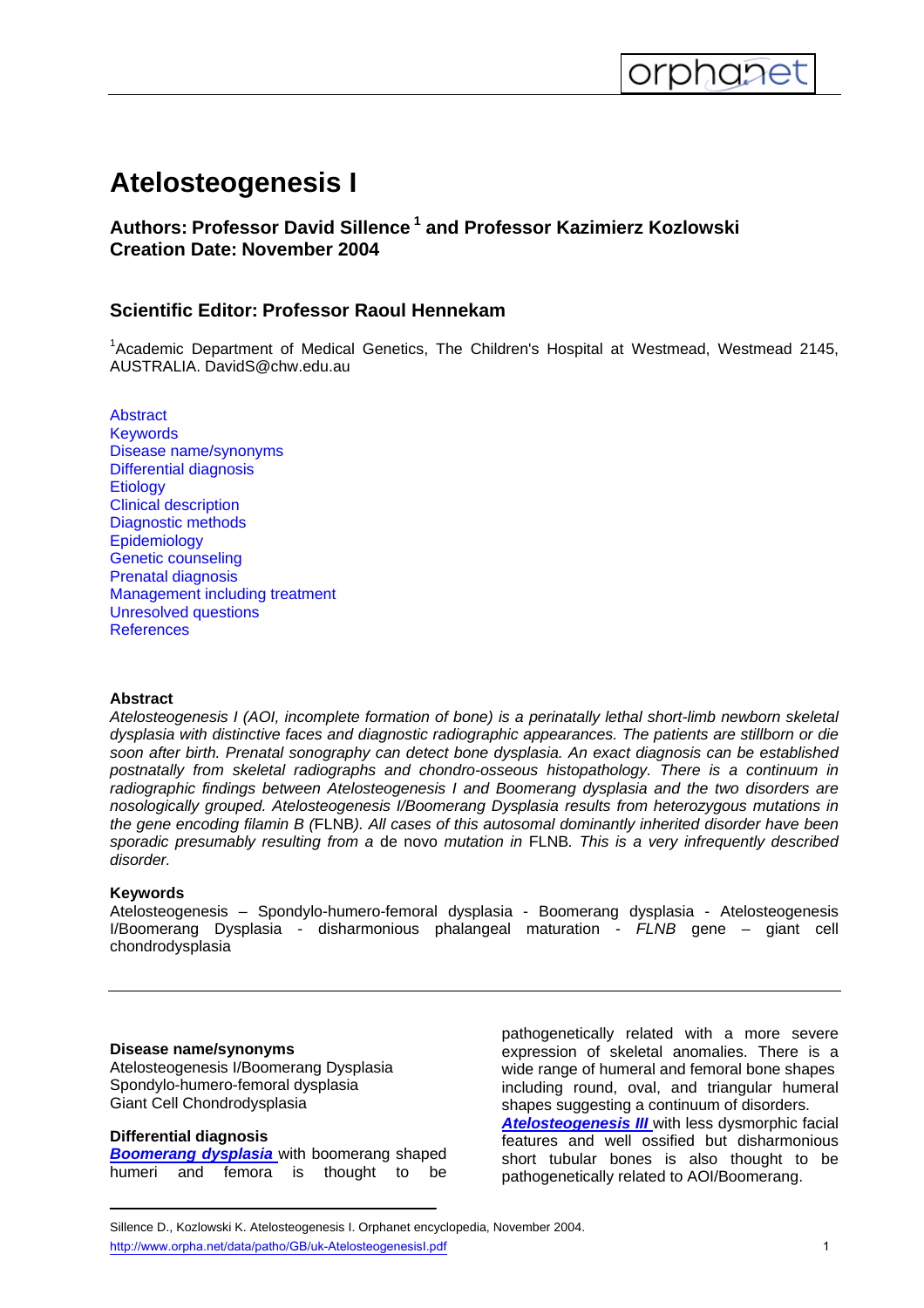# Atelosteogenesis I

**Authors: Professor David Sillence [1] and Professor Kazimierz Kozlowski**
**Creation Date: November 2004**

## Scientific Editor: Professor Raoul Hennekam

[1]Academic Department of Medical Genetics, The Children's Hospital at Westmead, Westmead 2145, AUSTRALIA. DavidS@chw.edu.au

Abstract
Keywords
Disease name/synonyms
Differential diagnosis
Etiology
Clinical description
Diagnostic methods
Epidemiology
Genetic counseling
Prenatal diagnosis
Management including treatment
Unresolved questions
References

### Abstract

*Atelosteogenesis I (AOI, incomplete formation of bone) is a perinatally lethal short-limb newborn skeletal dysplasia with distinctive faces and diagnostic radiographic appearances. The patients are stillborn or die soon after birth. Prenatal sonography can detect bone dysplasia. An exact diagnosis can be established postnatally from skeletal radiographs and chondro-osseous histopathology. There is a continuum in radiographic findings between Atelosteogenesis I and Boomerang dysplasia and the two disorders are nosologically grouped. Atelosteogenesis I/Boomerang Dysplasia results from heterozygous mutations in the gene encoding filamin B (*FLNB*). All cases of this autosomal dominantly inherited disorder have been sporadic presumably resulting from a* de novo *mutation in* FLNB*. This is a very infrequently described disorder.*

### Keywords

Atelosteogenesis – Spondylo-humero-femoral dysplasia - Boomerang dysplasia - Atelosteogenesis I/Boomerang Dysplasia - disharmonious phalangeal maturation - *FLNB* gene – giant cell chondrodysplasia

### Disease name/synonyms

Atelosteogenesis I/Boomerang Dysplasia
Spondylo-humero-femoral dysplasia
Giant Cell Chondrodysplasia

### Differential diagnosis

***Boomerang dysplasia*** with boomerang shaped humeri and femora is thought to be pathogenetically related with a more severe expression of skeletal anomalies. There is a wide range of humeral and femoral bone shapes including round, oval, and triangular humeral shapes suggesting a continuum of disorders.
***Atelosteogenesis III*** with less dysmorphic facial features and well ossified but disharmonious short tubular bones is also thought to be pathogenetically related to AOI/Boomerang.

Sillence D., Kozlowski K. Atelosteogenesis I. Orphanet encyclopedia, November 2004.
http://www.orpha.net/data/patho/GB/uk-AtelosteogenesisI.pdf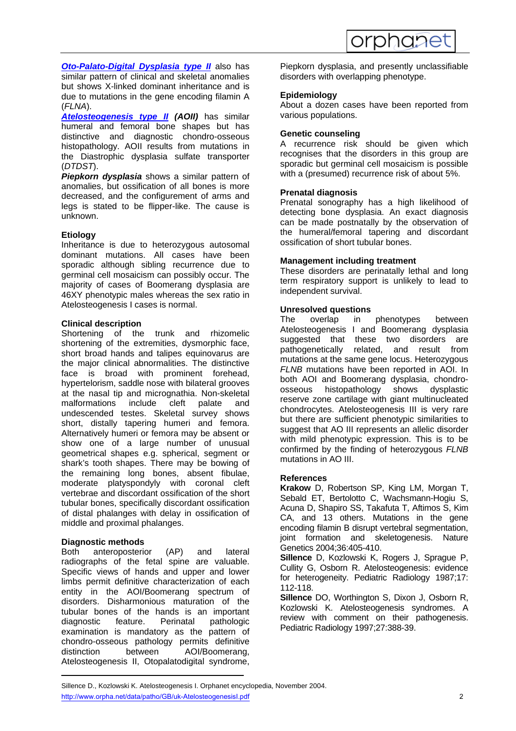***Oto-Palato-Digital Dysplasia type II*** also has similar pattern of clinical and skeletal anomalies but shows X-linked dominant inheritance and is due to mutations in the gene encoding filamin A (*FLNA*).

***Atelosteogenesis type II*** ***(AOII)*** has similar humeral and femoral bone shapes but has distinctive and diagnostic chondro-osseous histopathology. AOII results from mutations in the Diastrophic dysplasia sulfate transporter (*DTDST*).

***Piepkorn dysplasia*** shows a similar pattern of anomalies, but ossification of all bones is more decreased, and the configurement of arms and legs is stated to be flipper-like. The cause is unknown.

### Etiology

Inheritance is due to heterozygous autosomal dominant mutations. All cases have been sporadic although sibling recurrence due to germinal cell mosaicism can possibly occur. The majority of cases of Boomerang dysplasia are 46XY phenotypic males whereas the sex ratio in Atelosteogenesis I cases is normal.

### Clinical description

Shortening of the trunk and rhizomelic shortening of the extremities, dysmorphic face, short broad hands and talipes equinovarus are the major clinical abnormalities. The distinctive face is broad with prominent forehead, hypertelorism, saddle nose with bilateral grooves at the nasal tip and micrognathia. Non-skeletal malformations include cleft palate and undescended testes. Skeletal survey shows short, distally tapering humeri and femora. Alternatively humeri or femora may be absent or show one of a large number of unusual geometrical shapes e.g. spherical, segment or shark's tooth shapes. There may be bowing of the remaining long bones, absent fibulae, moderate platyspondyly with coronal cleft vertebrae and discordant ossification of the short tubular bones, specifically discordant ossification of distal phalanges with delay in ossification of middle and proximal phalanges.

### Diagnostic methods

Both anteroposterior (AP) and lateral radiographs of the fetal spine are valuable. Specific views of hands and upper and lower limbs permit definitive characterization of each entity in the AOI/Boomerang spectrum of disorders. Disharmonious maturation of the tubular bones of the hands is an important diagnostic feature. Perinatal pathologic examination is mandatory as the pattern of chondro-osseous pathology permits definitive distinction between AOI/Boomerang, Atelosteogenesis II, Otopalatodigital syndrome, Piepkorn dysplasia, and presently unclassifiable disorders with overlapping phenotype.

### Epidemiology

About a dozen cases have been reported from various populations.

### Genetic counseling

A recurrence risk should be given which recognises that the disorders in this group are sporadic but germinal cell mosaicism is possible with a (presumed) recurrence risk of about 5%.

### Prenatal diagnosis

Prenatal sonography has a high likelihood of detecting bone dysplasia. An exact diagnosis can be made postnatally by the observation of the humeral/femoral tapering and discordant ossification of short tubular bones.

### Management including treatment

These disorders are perinatally lethal and long term respiratory support is unlikely to lead to independent survival.

### Unresolved questions

The overlap in phenotypes between Atelosteogenesis I and Boomerang dysplasia suggested that these two disorders are pathogenetically related, and result from mutations at the same gene locus. Heterozygous *FLNB* mutations have been reported in AOI. In both AOI and Boomerang dysplasia, chondro-osseous histopathology shows dysplastic reserve zone cartilage with giant multinucleated chondrocytes. Atelosteogenesis III is very rare but there are sufficient phenotypic similarities to suggest that AO III represents an allelic disorder with mild phenotypic expression. This is to be confirmed by the finding of heterozygous *FLNB* mutations in AO III.

### References

**Krakow** D, Robertson SP, King LM, Morgan T, Sebald ET, Bertolotto C, Wachsmann-Hogiu S, Acuna D, Shapiro SS, Takafuta T, Aftimos S, Kim CA, and 13 others. Mutations in the gene encoding filamin B disrupt vertebral segmentation, joint formation and skeletogenesis. Nature Genetics 2004;36:405-410.

**Sillence** D, Kozlowski K, Rogers J, Sprague P, Cullity G, Osborn R. Atelosteogenesis: evidence for heterogeneity. Pediatric Radiology 1987;17: 112-118.

**Sillence** DO, Worthington S, Dixon J, Osborn R, Kozlowski K. Atelosteogenesis syndromes. A review with comment on their pathogenesis. Pediatric Radiology 1997;27:388-39.

Sillence D., Kozlowski K. Atelosteogenesis I. Orphanet encyclopedia, November 2004.
http://www.orpha.net/data/patho/GB/uk-AtelosteogenesisI.pdf